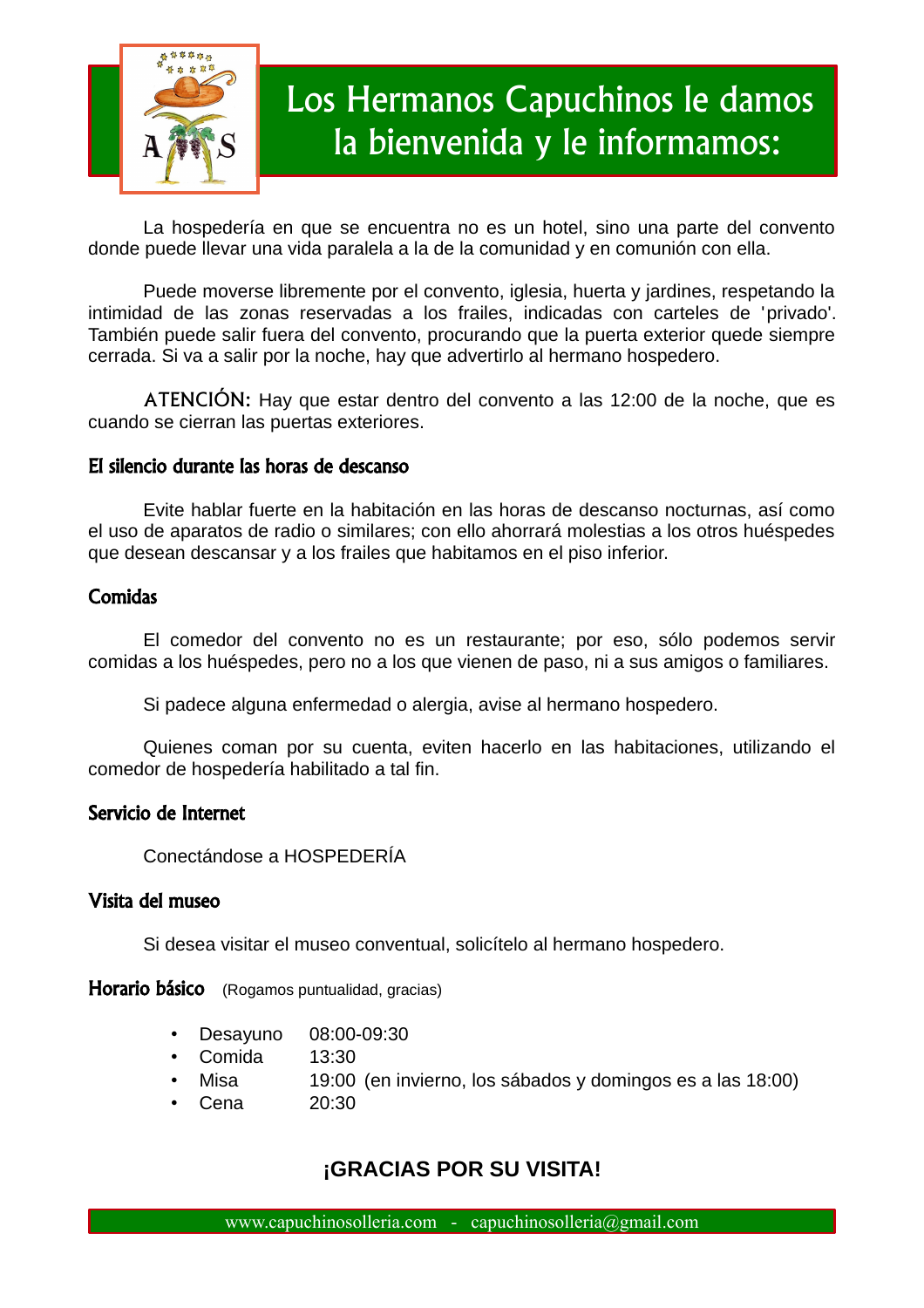# Los Hermanos Capuchinos le damos la bienvenida y le informamos:

La hospedería en que se encuentra no es un hotel, sino una parte del convento donde puede llevar una vida paralela a la de la comunidad y en comunión con ella.

Puede moverse libremente por el convento, iglesia, huerta y jardines, respetando la intimidad de las zonas reservadas a los frailes, indicadas con carteles de 'privado'. También puede salir fuera del convento, procurando que la puerta exterior quede siempre cerrada. Si va a salir por la noche, hay que advertirlo al hermano hospedero.

ATENCIÓN: Hay que estar dentro del convento a las 12:00 de la noche, que es cuando se cierran las puertas exteriores.

## El silencio durante las horas de descanso

Evite hablar fuerte en la habitación en las horas de descanso nocturnas, así como el uso de aparatos de radio o similares; con ello ahorrará molestias a los otros huéspedes que desean descansar y a los frailes que habitamos en el piso inferior.

## Comidas

El comedor del convento no es un restaurante; por eso, sólo podemos servir comidas a los huéspedes, pero no a los que vienen de paso, ni a sus amigos o familiares.

Si padece alguna enfermedad o alergia, avise al hermano hospedero.

Quienes coman por su cuenta, eviten hacerlo en las habitaciones, utilizando el comedor de hospedería habilitado a tal fin.

## Servicio de Internet

Conectándose a HOSPEDERÍA

## Visita del museo

Si desea visitar el museo conventual, solicítelo al hermano hospedero.

## Horario básico (Rogamos puntualidad, gracias)

- Desayuno 08:00-09:30
- Comida 13:30
- Misa 19:00 (en invierno, los sábados y domingos es a las 18:00)
- Cena 20:30

**¡GRACIAS POR SU VISITA!**

www.capuchinosolleria.com - capuchinosolleria@gmail.com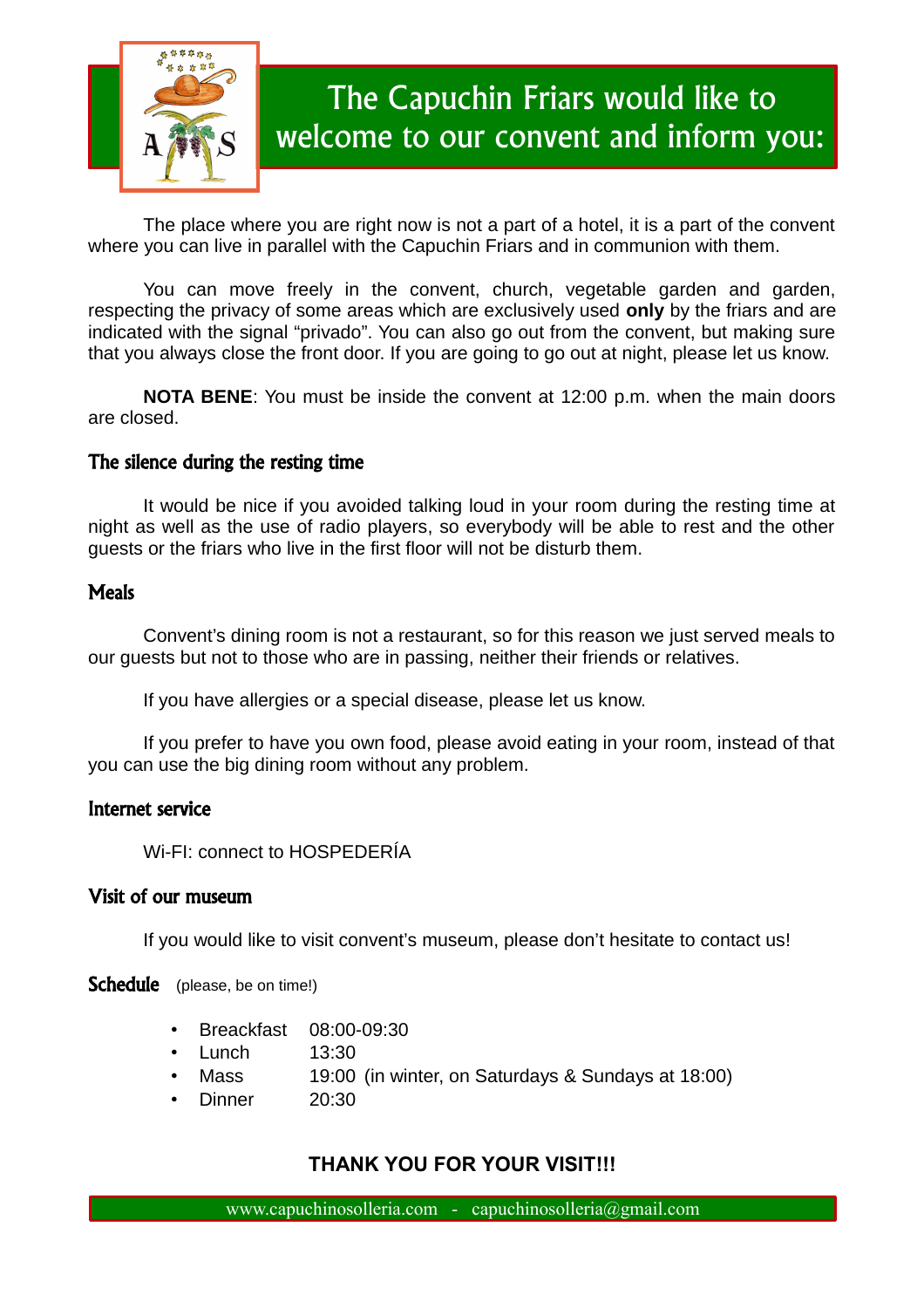# The Capuchin Friars would like to welcome to our convent and inform you:

The place where you are right now is not a part of a hotel, it is a part of the convent where you can live in parallel with the Capuchin Friars and in communion with them.

You can move freely in the convent, church, vegetable garden and garden, respecting the privacy of some areas which are exclusively used **only** by the friars and are indicated with the signal "privado". You can also go out from the convent, but making sure that you always close the front door. If you are going to go out at night, please let us know.

**NOTA BENE**: You must be inside the convent at 12:00 p.m. when the main doors are closed.

## The silence during the resting time

It would be nice if you avoided talking loud in your room during the resting time at night as well as the use of radio players, so everybody will be able to rest and the other guests or the friars who live in the first floor will not be disturb them.

## Meals

Convent's dining room is not a restaurant, so for this reason we just served meals to our guests but not to those who are in passing, neither their friends or relatives.

If you have allergies or a special disease, please let us know.

If you prefer to have you own food, please avoid eating in your room, instead of that you can use the big dining room without any problem.

## Internet service

Wi-FI: connect to HOSPEDERÍA

## Visit of our museum

If you would like to visit convent's museum, please don't hesitate to contact us!

## Schedule (please, be on time!)

- Breackfast 08:00-09:30
- Lunch 13:30
- Mass 19:00 (in winter, on Saturdays & Sundays at 18:00)
- Dinner 20:30

**THANK YOU FOR YOUR VISIT!!!**

www.capuchinosolleria.com - capuchinosolleria@gmail.com